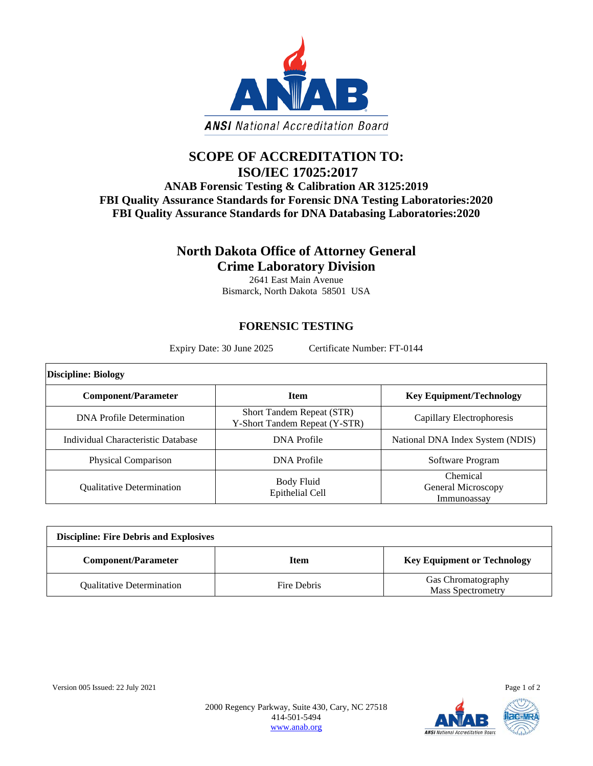# SCOPE OF ACCREDITATION TO:
# ISO/IEC 17025:2017

**ANAB Forensic Testing & Calibration AR 3125:2019**
**FBI Quality Assurance Standards for Forensic DNA Testing Laboratories:2020**
**FBI Quality Assurance Standards for DNA Databasing Laboratories:2020**

## North Dakota Office of Attorney General
## Crime Laboratory Division

2641 East Main Avenue
Bismarck, North Dakota 58501 USA

### FORENSIC TESTING

Expiry Date: 30 June 2025 Certificate Number: FT-0144

| Discipline: Biology | | |
|---|---|---|
| **Component/Parameter** | **Item** | **Key Equipment/Technology** |
| DNA Profile Determination | Short Tandem Repeat (STR)<br>Y-Short Tandem Repeat (Y-STR) | Capillary Electrophoresis |
| Individual Characteristic Database | DNA Profile | National DNA Index System (NDIS) |
| Physical Comparison | DNA Profile | Software Program |
| Qualitative Determination | Body Fluid<br>Epithelial Cell | Chemical<br>General Microscopy<br>Immunoassay |

| Discipline: Fire Debris and Explosives | | |
|---|---|---|
| **Component/Parameter** | **Item** | **Key Equipment or Technology** |
| Qualitative Determination | Fire Debris | Gas Chromatography<br>Mass Spectrometry |

Version 005 Issued: 22 July 2021

2000 Regency Parkway, Suite 430, Cary, NC 27518
414-501-5494
www.anab.org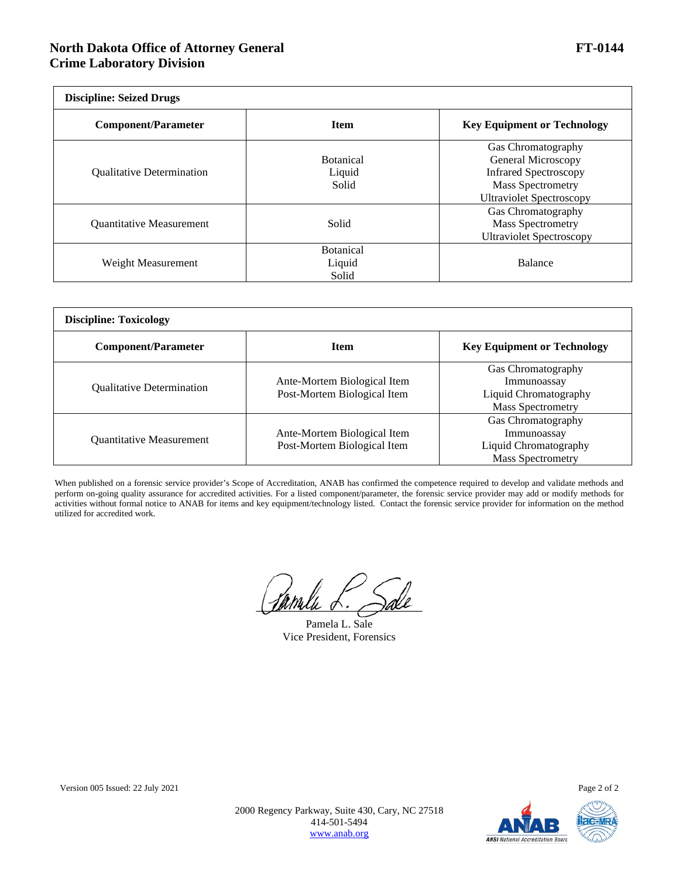**North Dakota Office of Attorney General**
**Crime Laboratory Division**

**FT-0144**

**Discipline: Seized Drugs**

| Component/Parameter | Item | Key Equipment or Technology |
|---|---|---|
| Qualitative Determination | Botanical<br>Liquid<br>Solid | Gas Chromatography<br>General Microscopy<br>Infrared Spectroscopy<br>Mass Spectrometry<br>Ultraviolet Spectroscopy |
| Quantitative Measurement | Solid | Gas Chromatography<br>Mass Spectrometry<br>Ultraviolet Spectroscopy |
| Weight Measurement | Botanical<br>Liquid<br>Solid | Balance |

**Discipline: Toxicology**

| Component/Parameter | Item | Key Equipment or Technology |
|---|---|---|
| Qualitative Determination | Ante-Mortem Biological Item<br>Post-Mortem Biological Item | Gas Chromatography<br>Immunoassay<br>Liquid Chromatography<br>Mass Spectrometry |
| Quantitative Measurement | Ante-Mortem Biological Item<br>Post-Mortem Biological Item | Gas Chromatography<br>Immunoassay<br>Liquid Chromatography<br>Mass Spectrometry |

When published on a forensic service provider's Scope of Accreditation, ANAB has confirmed the competence required to develop and validate methods and perform on-going quality assurance for accredited activities. For a listed component/parameter, the forensic service provider may add or modify methods for activities without formal notice to ANAB for items and key equipment/technology listed. Contact the forensic service provider for information on the method utilized for accredited work.

Pamela L. Sale
Vice President, Forensics

Version 005 Issued: 22 July 2021

2000 Regency Parkway, Suite 430, Cary, NC 27518
414-501-5494
www.anab.org